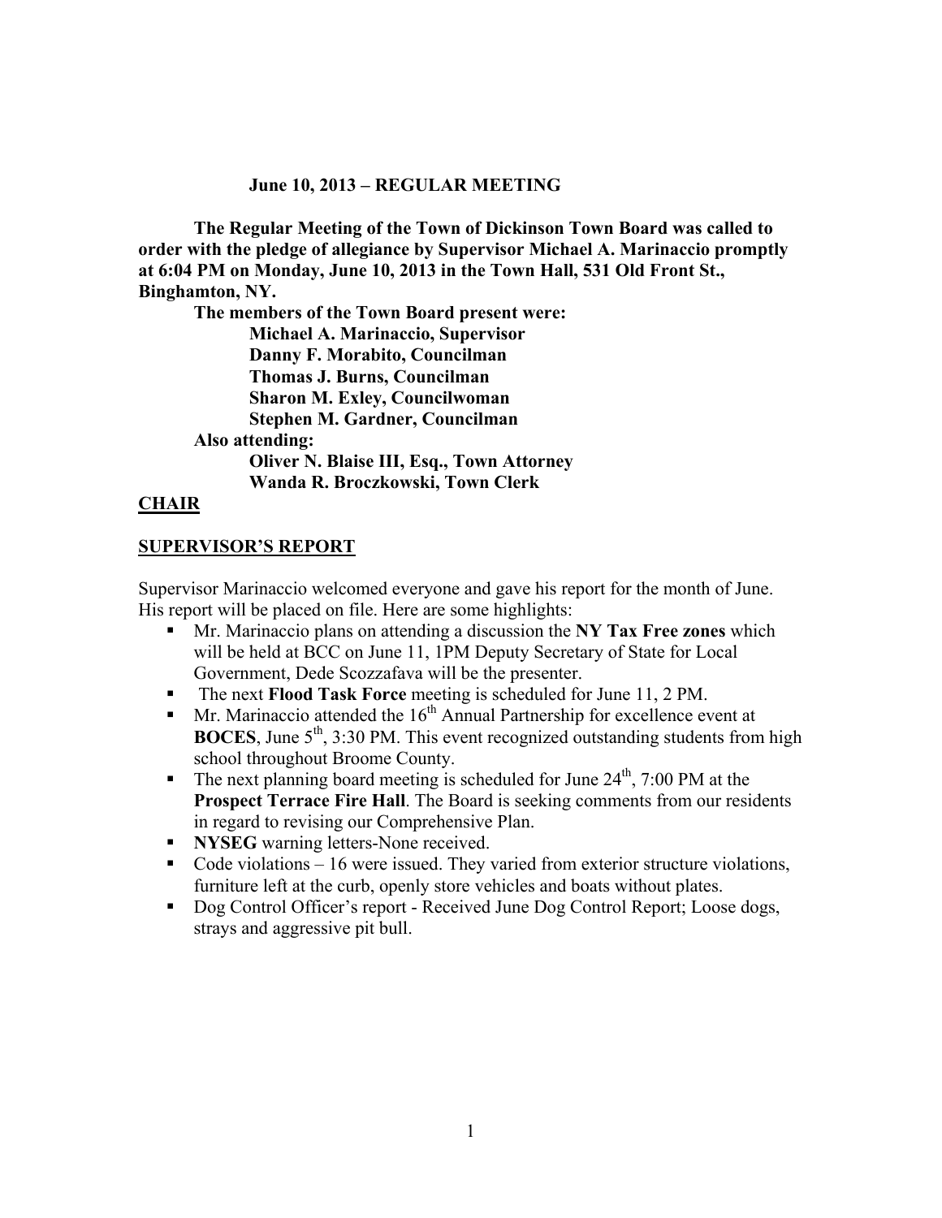**June 10, 2013 – REGULAR MEETING**

**The Regular Meeting of the Town of Dickinson Town Board was called to order with the pledge of allegiance by Supervisor Michael A. Marinaccio promptly at 6:04 PM on Monday, June 10, 2013 in the Town Hall, 531 Old Front St., Binghamton, NY.**

**The members of the Town Board present were:**

**Michael A. Marinaccio, Supervisor**
**Danny F. Morabito, Councilman**
**Thomas J. Burns, Councilman**
**Sharon M. Exley, Councilwoman**
**Stephen M. Gardner, Councilman**

**Also attending:**

**Oliver N. Blaise III, Esq., Town Attorney**
**Wanda R. Broczkowski, Town Clerk**

## CHAIR

## SUPERVISOR'S REPORT

Supervisor Marinaccio welcomed everyone and gave his report for the month of June. His report will be placed on file. Here are some highlights:

- Mr. Marinaccio plans on attending a discussion the **NY Tax Free zones** which will be held at BCC on June 11, 1PM Deputy Secretary of State for Local Government, Dede Scozzafava will be the presenter.
- The next **Flood Task Force** meeting is scheduled for June 11, 2 PM.
- Mr. Marinaccio attended the 16th Annual Partnership for excellence event at **BOCES**, June 5th, 3:30 PM. This event recognized outstanding students from high school throughout Broome County.
- The next planning board meeting is scheduled for June 24th, 7:00 PM at the **Prospect Terrace Fire Hall**. The Board is seeking comments from our residents in regard to revising our Comprehensive Plan.
- **NYSEG** warning letters-None received.
- Code violations – 16 were issued. They varied from exterior structure violations, furniture left at the curb, openly store vehicles and boats without plates.
- Dog Control Officer's report - Received June Dog Control Report; Loose dogs, strays and aggressive pit bull.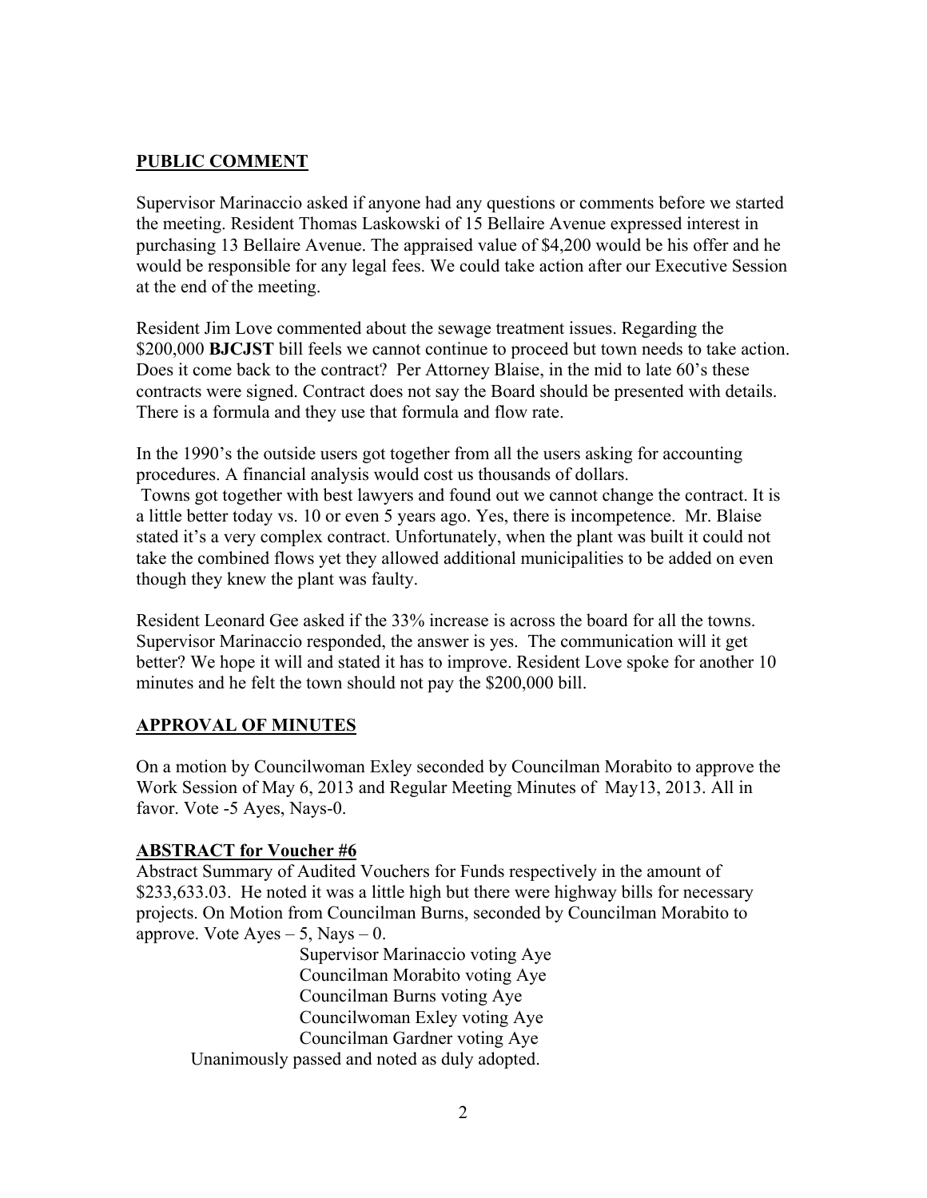## PUBLIC COMMENT

Supervisor Marinaccio asked if anyone had any questions or comments before we started the meeting. Resident Thomas Laskowski of 15 Bellaire Avenue expressed interest in purchasing 13 Bellaire Avenue. The appraised value of $4,200 would be his offer and he would be responsible for any legal fees. We could take action after our Executive Session at the end of the meeting.

Resident Jim Love commented about the sewage treatment issues. Regarding the $200,000 **BJCJST** bill feels we cannot continue to proceed but town needs to take action. Does it come back to the contract? Per Attorney Blaise, in the mid to late 60's these contracts were signed. Contract does not say the Board should be presented with details. There is a formula and they use that formula and flow rate.

In the 1990's the outside users got together from all the users asking for accounting procedures. A financial analysis would cost us thousands of dollars.
Towns got together with best lawyers and found out we cannot change the contract. It is a little better today vs. 10 or even 5 years ago. Yes, there is incompetence. Mr. Blaise stated it's a very complex contract. Unfortunately, when the plant was built it could not take the combined flows yet they allowed additional municipalities to be added on even though they knew the plant was faulty.

Resident Leonard Gee asked if the 33% increase is across the board for all the towns. Supervisor Marinaccio responded, the answer is yes. The communication will it get better? We hope it will and stated it has to improve. Resident Love spoke for another 10 minutes and he felt the town should not pay the $200,000 bill.

## APPROVAL OF MINUTES

On a motion by Councilwoman Exley seconded by Councilman Morabito to approve the Work Session of May 6, 2013 and Regular Meeting Minutes of May13, 2013. All in favor. Vote -5 Ayes, Nays-0.

## ABSTRACT for Voucher #6

Abstract Summary of Audited Vouchers for Funds respectively in the amount of $233,633.03. He noted it was a little high but there were highway bills for necessary projects. On Motion from Councilman Burns, seconded by Councilman Morabito to approve. Vote Ayes – 5, Nays – 0.

Supervisor Marinaccio voting Aye
Councilman Morabito voting Aye
Councilman Burns voting Aye
Councilwoman Exley voting Aye
Councilman Gardner voting Aye

Unanimously passed and noted as duly adopted.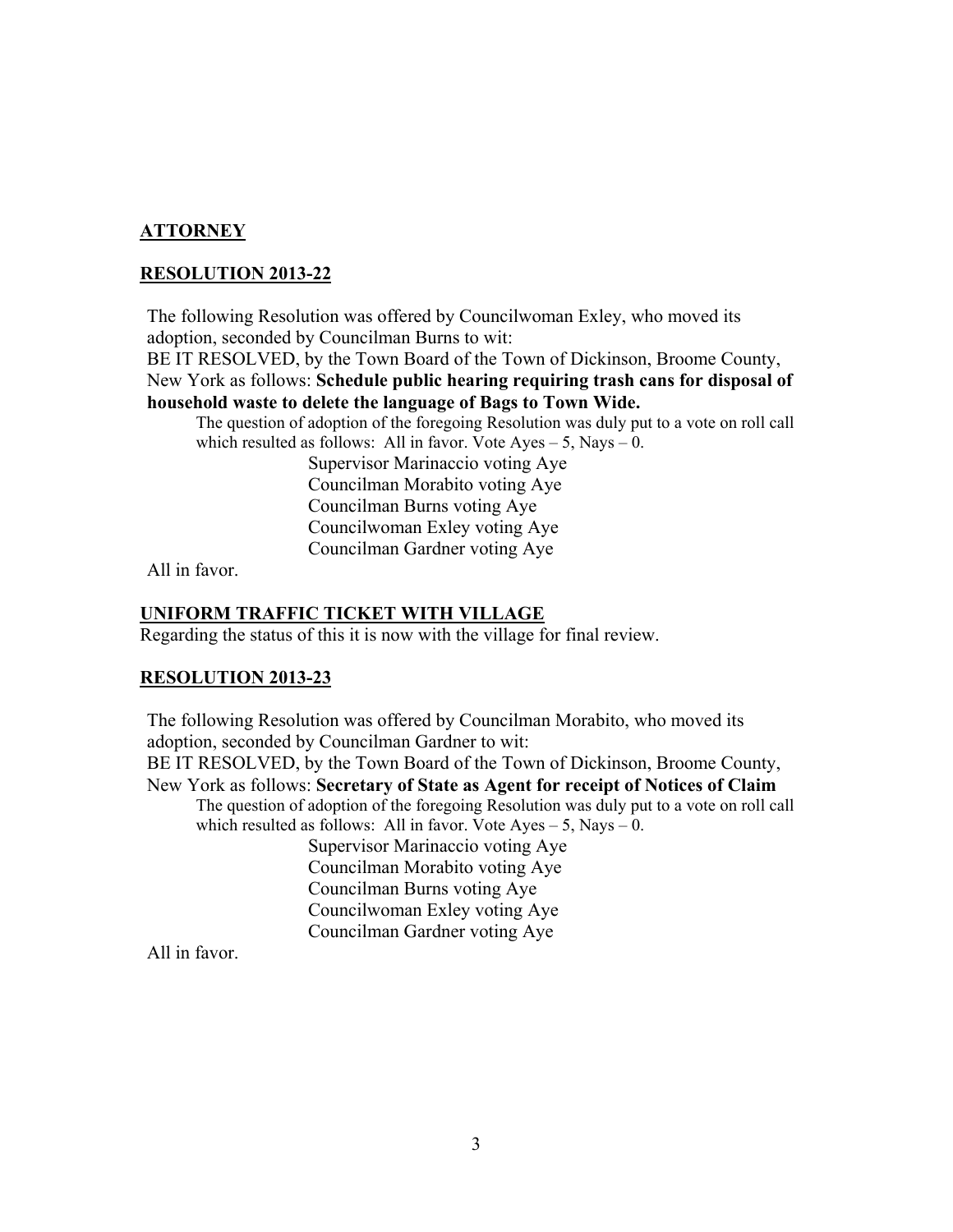## ATTORNEY

## RESOLUTION 2013-22

The following Resolution was offered by Councilwoman Exley, who moved its adoption, seconded by Councilman Burns to wit:
BE IT RESOLVED, by the Town Board of the Town of Dickinson, Broome County, New York as follows: **Schedule public hearing requiring trash cans for disposal of household waste to delete the language of Bags to Town Wide.**

The question of adoption of the foregoing Resolution was duly put to a vote on roll call which resulted as follows: All in favor. Vote Ayes – 5, Nays – 0.

Supervisor Marinaccio voting Aye
Councilman Morabito voting Aye
Councilman Burns voting Aye
Councilwoman Exley voting Aye
Councilman Gardner voting Aye

All in favor.

## UNIFORM TRAFFIC TICKET WITH VILLAGE

Regarding the status of this it is now with the village for final review.

## RESOLUTION 2013-23

The following Resolution was offered by Councilman Morabito, who moved its adoption, seconded by Councilman Gardner to wit:
BE IT RESOLVED, by the Town Board of the Town of Dickinson, Broome County, New York as follows: **Secretary of State as Agent for receipt of Notices of Claim**

The question of adoption of the foregoing Resolution was duly put to a vote on roll call which resulted as follows: All in favor. Vote Ayes – 5, Nays – 0.

Supervisor Marinaccio voting Aye
Councilman Morabito voting Aye
Councilman Burns voting Aye
Councilwoman Exley voting Aye
Councilman Gardner voting Aye

All in favor.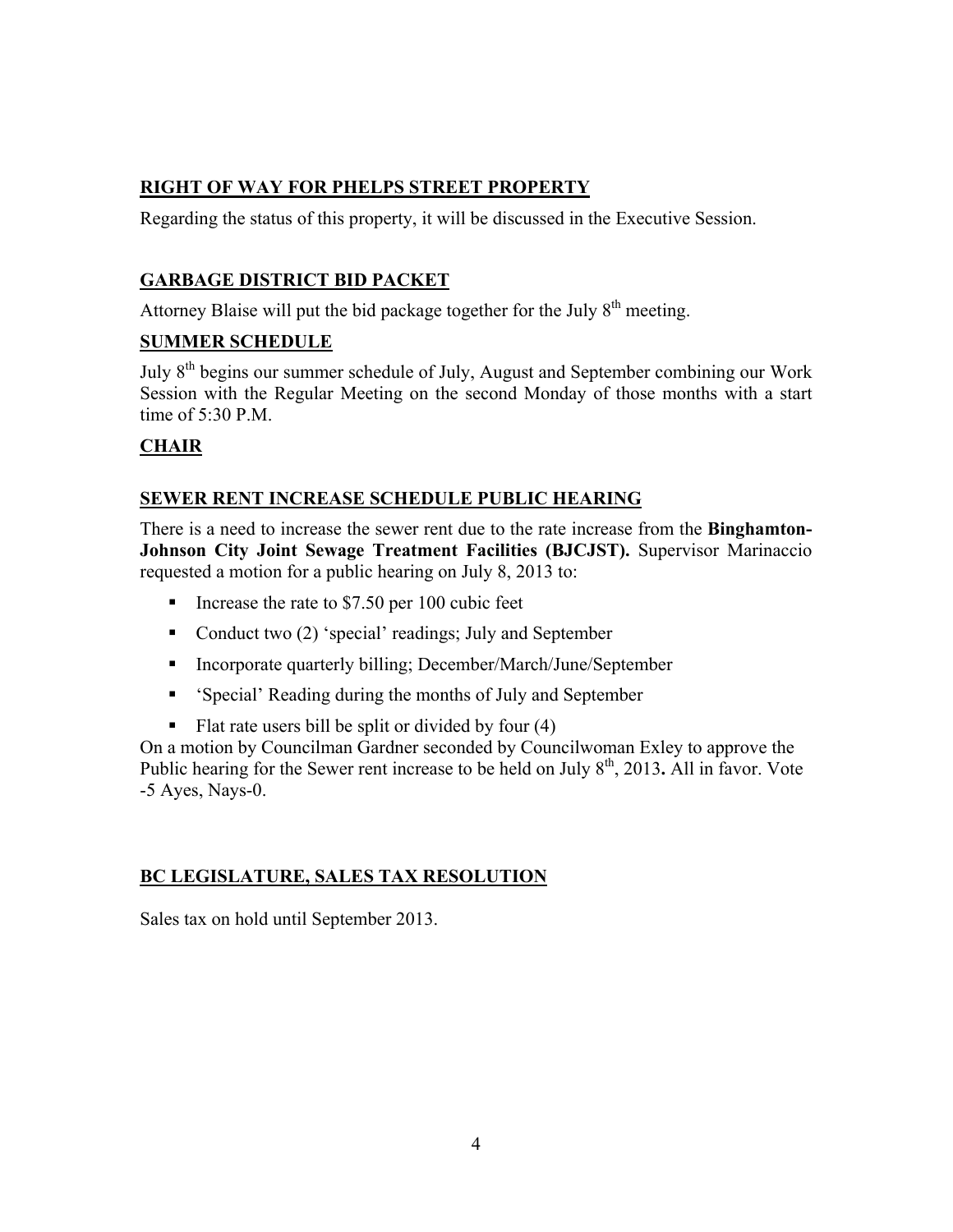## **RIGHT OF WAY FOR PHELPS STREET PROPERTY**

Regarding the status of this property, it will be discussed in the Executive Session.

## **GARBAGE DISTRICT BID PACKET**

Attorney Blaise will put the bid package together for the July 8th meeting.

## **SUMMER SCHEDULE**

July 8th begins our summer schedule of July, August and September combining our Work Session with the Regular Meeting on the second Monday of those months with a start time of 5:30 P.M.

## **CHAIR**

## **SEWER RENT INCREASE SCHEDULE PUBLIC HEARING**

There is a need to increase the sewer rent due to the rate increase from the **Binghamton-Johnson City Joint Sewage Treatment Facilities (BJCJST).** Supervisor Marinaccio requested a motion for a public hearing on July 8, 2013 to:

- Increase the rate to $7.50 per 100 cubic feet
- Conduct two (2) 'special' readings; July and September
- Incorporate quarterly billing; December/March/June/September
- 'Special' Reading during the months of July and September
- Flat rate users bill be split or divided by four (4)

On a motion by Councilman Gardner seconded by Councilwoman Exley to approve the Public hearing for the Sewer rent increase to be held on July 8th, 2013**.** All in favor. Vote -5 Ayes, Nays-0.

## **BC LEGISLATURE, SALES TAX RESOLUTION**

Sales tax on hold until September 2013.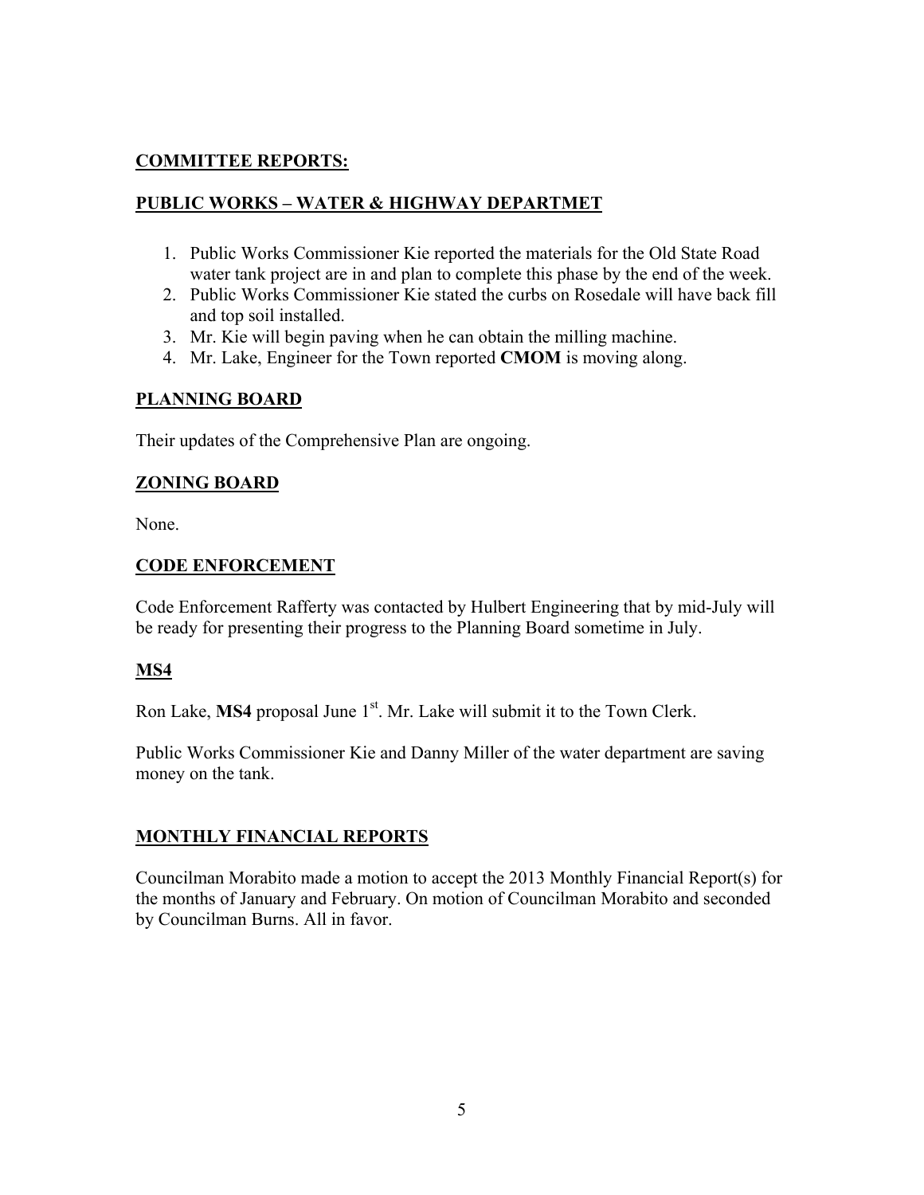## COMMITTEE REPORTS:

## PUBLIC WORKS – WATER & HIGHWAY DEPARTMET

1. Public Works Commissioner Kie reported the materials for the Old State Road water tank project are in and plan to complete this phase by the end of the week.
2. Public Works Commissioner Kie stated the curbs on Rosedale will have back fill and top soil installed.
3. Mr. Kie will begin paving when he can obtain the milling machine.
4. Mr. Lake, Engineer for the Town reported **CMOM** is moving along.

## PLANNING BOARD

Their updates of the Comprehensive Plan are ongoing.

## ZONING BOARD

None.

## CODE ENFORCEMENT

Code Enforcement Rafferty was contacted by Hulbert Engineering that by mid-July will be ready for presenting their progress to the Planning Board sometime in July.

## MS4

Ron Lake, **MS4** proposal June 1st. Mr. Lake will submit it to the Town Clerk.

Public Works Commissioner Kie and Danny Miller of the water department are saving money on the tank.

## MONTHLY FINANCIAL REPORTS

Councilman Morabito made a motion to accept the 2013 Monthly Financial Report(s) for the months of January and February. On motion of Councilman Morabito and seconded by Councilman Burns. All in favor.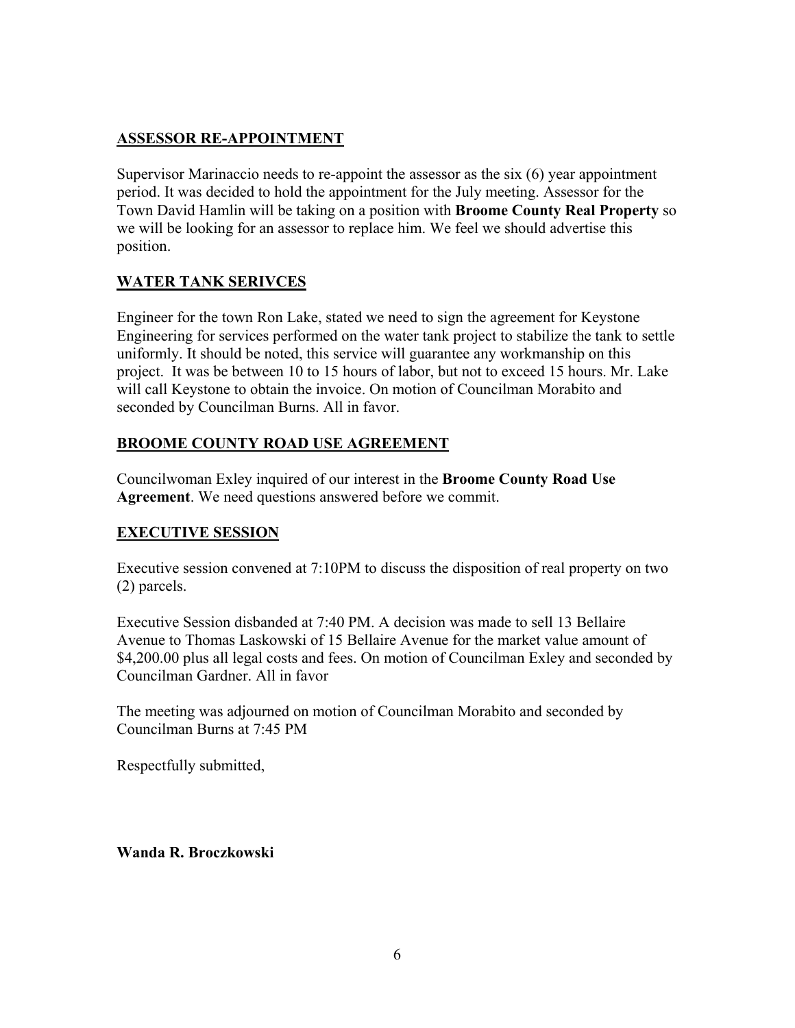**ASSESSOR RE-APPOINTMENT**

Supervisor Marinaccio needs to re-appoint the assessor as the six (6) year appointment period. It was decided to hold the appointment for the July meeting. Assessor for the Town David Hamlin will be taking on a position with **Broome County Real Property** so we will be looking for an assessor to replace him. We feel we should advertise this position.

**WATER TANK SERIVCES**

Engineer for the town Ron Lake, stated we need to sign the agreement for Keystone Engineering for services performed on the water tank project to stabilize the tank to settle uniformly. It should be noted, this service will guarantee any workmanship on this project. It was be between 10 to 15 hours of labor, but not to exceed 15 hours. Mr. Lake will call Keystone to obtain the invoice. On motion of Councilman Morabito and seconded by Councilman Burns. All in favor.

**BROOME COUNTY ROAD USE AGREEMENT**

Councilwoman Exley inquired of our interest in the **Broome County Road Use Agreement**. We need questions answered before we commit.

**EXECUTIVE SESSION**

Executive session convened at 7:10PM to discuss the disposition of real property on two (2) parcels.

Executive Session disbanded at 7:40 PM. A decision was made to sell 13 Bellaire Avenue to Thomas Laskowski of 15 Bellaire Avenue for the market value amount of $4,200.00 plus all legal costs and fees. On motion of Councilman Exley and seconded by Councilman Gardner. All in favor

The meeting was adjourned on motion of Councilman Morabito and seconded by Councilman Burns at 7:45 PM

Respectfully submitted,

**Wanda R. Broczkowski**